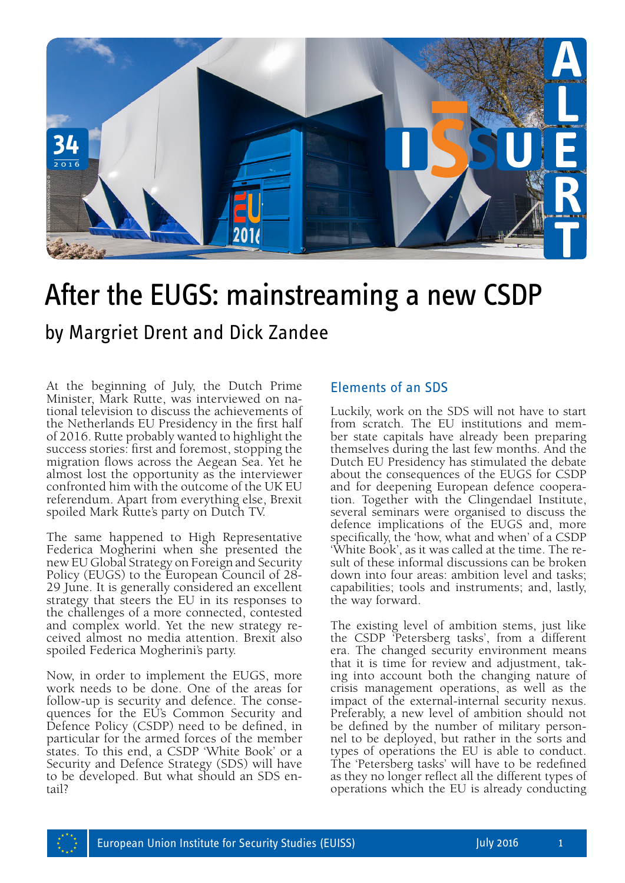# After the EUGS: mainstreaming a new CSDP

## by Margriet Drent and Dick Zandee

At the beginning of July, the Dutch Prime Minister, Mark Rutte, was interviewed on national television to discuss the achievements of the Netherlands EU Presidency in the first half of 2016. Rutte probably wanted to highlight the success stories: first and foremost, stopping the migration flows across the Aegean Sea. Yet he almost lost the opportunity as the interviewer confronted him with the outcome of the UK EU referendum. Apart from everything else, Brexit spoiled Mark Rutte's party on Dutch TV.

The same happened to High Representative Federica Mogherini when she presented the new EU Global Strategy on Foreign and Security Policy (EUGS) to the European Council of 28-29 June. It is generally considered an excellent strategy that steers the EU in its responses to the challenges of a more connected, contested and complex world. Yet the new strategy received almost no media attention. Brexit also spoiled Federica Mogherini's party.

Now, in order to implement the EUGS, more work needs to be done. One of the areas for follow-up is security and defence. The consequences for the EU's Common Security and Defence Policy (CSDP) need to be defined, in particular for the armed forces of the member states. To this end, a CSDP 'White Book' or a Security and Defence Strategy (SDS) will have to be developed. But what should an SDS entail?

### Elements of an SDS

Luckily, work on the SDS will not have to start from scratch. The EU institutions and member state capitals have already been preparing themselves during the last few months. And the Dutch EU Presidency has stimulated the debate about the consequences of the EUGS for CSDP and for deepening European defence cooperation. Together with the Clingendael Institute, several seminars were organised to discuss the defence implications of the EUGS and, more specifically, the 'how, what and when' of a CSDP 'White Book', as it was called at the time. The result of these informal discussions can be broken down into four areas: ambition level and tasks; capabilities; tools and instruments; and, lastly, the way forward.

The existing level of ambition stems, just like the CSDP 'Petersberg tasks', from a different era. The changed security environment means that it is time for review and adjustment, taking into account both the changing nature of crisis management operations, as well as the impact of the external-internal security nexus. Preferably, a new level of ambition should not be defined by the number of military personnel to be deployed, but rather in the sorts and types of operations the EU is able to conduct. The 'Petersberg tasks' will have to be redefined as they no longer reflect all the different types of operations which the EU is already conducting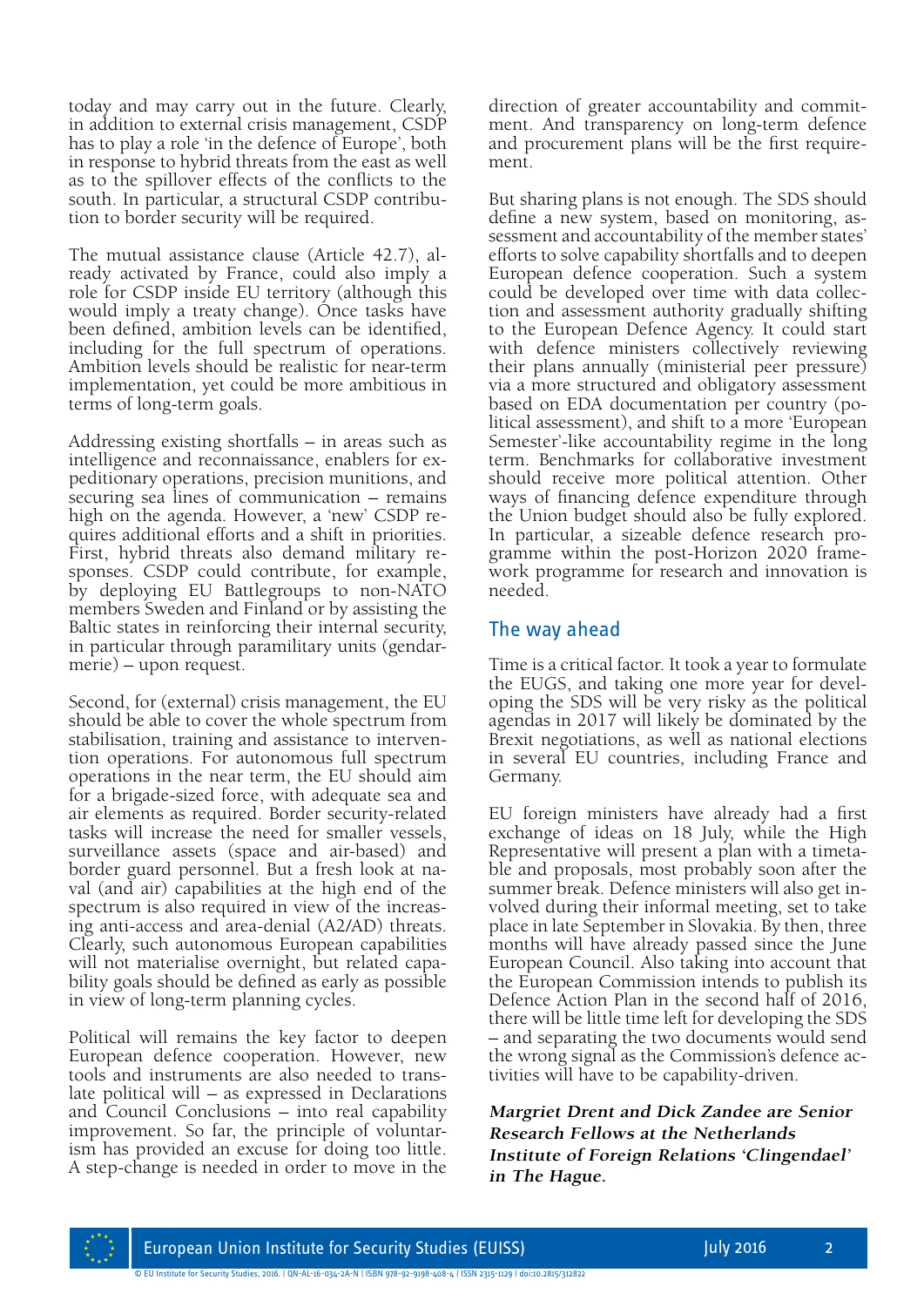today and may carry out in the future. Clearly, in addition to external crisis management, CSDP has to play a role 'in the defence of Europe', both in response to hybrid threats from the east as well as to the spillover effects of the conflicts to the south. In particular, a structural CSDP contribution to border security will be required.

The mutual assistance clause (Article 42.7), already activated by France, could also imply a role for CSDP inside EU territory (although this would imply a treaty change). Once tasks have been defined, ambition levels can be identified, including for the full spectrum of operations. Ambition levels should be realistic for near-term implementation, yet could be more ambitious in terms of long-term goals.

Addressing existing shortfalls – in areas such as intelligence and reconnaissance, enablers for expeditionary operations, precision munitions, and securing sea lines of communication – remains high on the agenda. However, a 'new' CSDP requires additional efforts and a shift in priorities. First, hybrid threats also demand military responses. CSDP could contribute, for example, by deploying EU Battlegroups to non-NATO members Sweden and Finland or by assisting the Baltic states in reinforcing their internal security, in particular through paramilitary units (gendarmerie) – upon request.

Second, for (external) crisis management, the EU should be able to cover the whole spectrum from stabilisation, training and assistance to intervention operations. For autonomous full spectrum operations in the near term, the EU should aim for a brigade-sized force, with adequate sea and air elements as required. Border security-related tasks will increase the need for smaller vessels, surveillance assets (space and air-based) and border guard personnel. But a fresh look at naval (and air) capabilities at the high end of the spectrum is also required in view of the increasing anti-access and area-denial (A2/AD) threats. Clearly, such autonomous European capabilities will not materialise overnight, but related capability goals should be defined as early as possible in view of long-term planning cycles.

Political will remains the key factor to deepen European defence cooperation. However, new tools and instruments are also needed to translate political will – as expressed in Declarations and Council Conclusions – into real capability improvement. So far, the principle of voluntarism has provided an excuse for doing too little. A step-change is needed in order to move in the direction of greater accountability and commitment. And transparency on long-term defence and procurement plans will be the first requirement.

But sharing plans is not enough. The SDS should define a new system, based on monitoring, assessment and accountability of the member states' efforts to solve capability shortfalls and to deepen European defence cooperation. Such a system could be developed over time with data collection and assessment authority gradually shifting to the European Defence Agency. It could start with defence ministers collectively reviewing their plans annually (ministerial peer pressure) via a more structured and obligatory assessment based on EDA documentation per country (political assessment), and shift to a more 'European Semester'-like accountability regime in the long term. Benchmarks for collaborative investment should receive more political attention. Other ways of financing defence expenditure through the Union budget should also be fully explored. In particular, a sizeable defence research programme within the post-Horizon 2020 framework programme for research and innovation is needed.

## The way ahead

Time is a critical factor. It took a year to formulate the EUGS, and taking one more year for developing the SDS will be very risky as the political agendas in 2017 will likely be dominated by the Brexit negotiations, as well as national elections in several EU countries, including France and Germany.

EU foreign ministers have already had a first exchange of ideas on 18 July, while the High Representative will present a plan with a timetable and proposals, most probably soon after the summer break. Defence ministers will also get involved during their informal meeting, set to take place in late September in Slovakia. By then, three months will have already passed since the June European Council. Also taking into account that the European Commission intends to publish its Defence Action Plan in the second half of 2016, there will be little time left for developing the SDS – and separating the two documents would send the wrong signal as the Commission's defence activities will have to be capability-driven.

***Margriet Drent and Dick Zandee are Senior Research Fellows at the Netherlands Institute of Foreign Relations 'Clingendael' in The Hague.***

© EU Institute for Security Studies, 2016. | QN-AL-16-034-2A-N | ISBN 978-92-9198-408-4 | ISSN 2315-1129 | doi:10.2815/312822